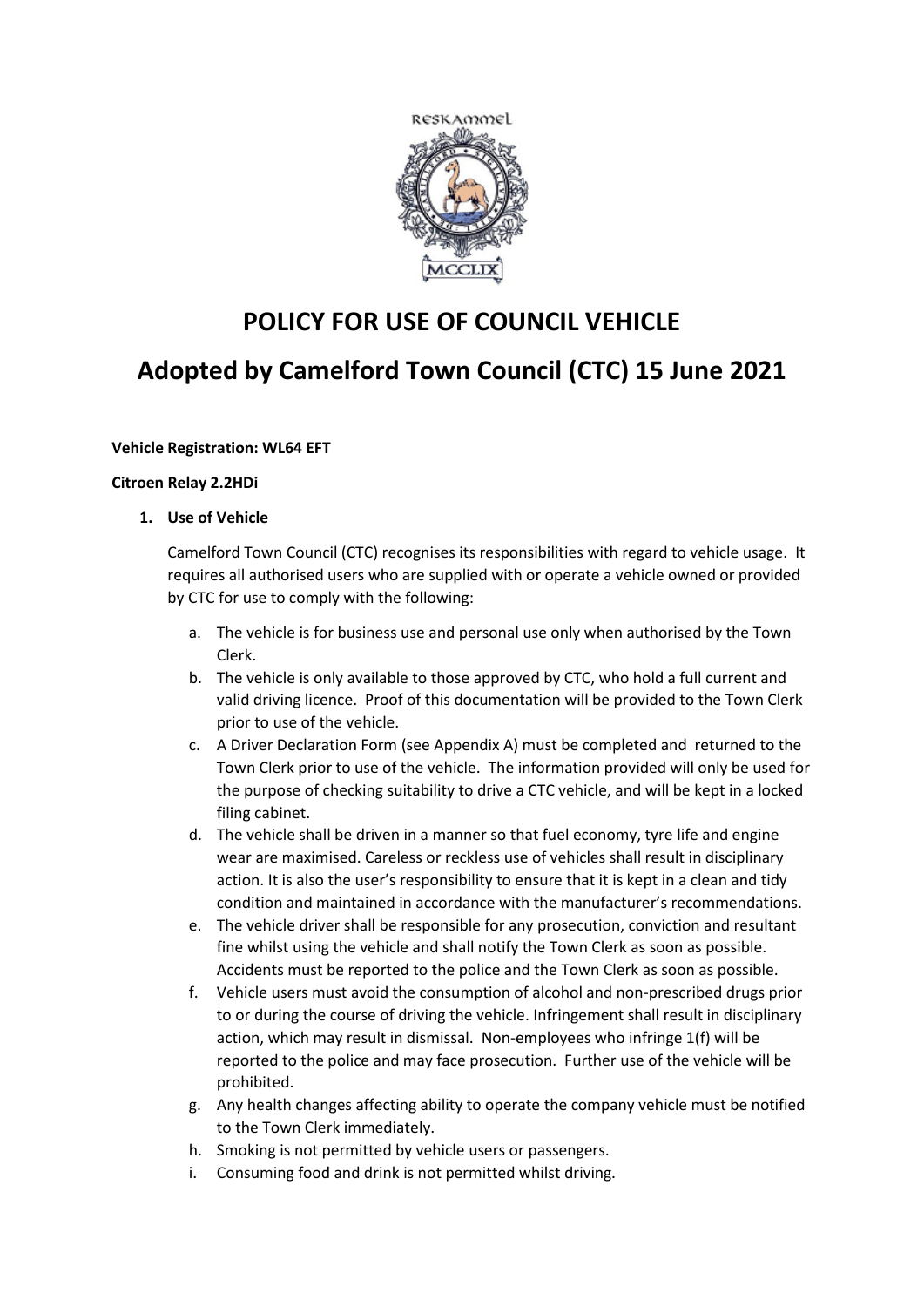# POLICY FOR USE OF COUNCIL VEHICLE

# Adopted by Camelford Town Council (CTC) 15 June 2021

**Vehicle Registration: WL64 EFT**

**Citroen Relay 2.2HDi**

1. **Use of Vehicle**

   Camelford Town Council (CTC) recognises its responsibilities with regard to vehicle usage. It requires all authorised users who are supplied with or operate a vehicle owned or provided by CTC for use to comply with the following:

   a. The vehicle is for business use and personal use only when authorised by the Town Clerk.
   b. The vehicle is only available to those approved by CTC, who hold a full current and valid driving licence. Proof of this documentation will be provided to the Town Clerk prior to use of the vehicle.
   c. A Driver Declaration Form (see Appendix A) must be completed and returned to the Town Clerk prior to use of the vehicle. The information provided will only be used for the purpose of checking suitability to drive a CTC vehicle, and will be kept in a locked filing cabinet.
   d. The vehicle shall be driven in a manner so that fuel economy, tyre life and engine wear are maximised. Careless or reckless use of vehicles shall result in disciplinary action. It is also the user's responsibility to ensure that it is kept in a clean and tidy condition and maintained in accordance with the manufacturer's recommendations.
   e. The vehicle driver shall be responsible for any prosecution, conviction and resultant fine whilst using the vehicle and shall notify the Town Clerk as soon as possible. Accidents must be reported to the police and the Town Clerk as soon as possible.
   f. Vehicle users must avoid the consumption of alcohol and non-prescribed drugs prior to or during the course of driving the vehicle. Infringement shall result in disciplinary action, which may result in dismissal. Non-employees who infringe 1(f) will be reported to the police and may face prosecution. Further use of the vehicle will be prohibited.
   g. Any health changes affecting ability to operate the company vehicle must be notified to the Town Clerk immediately.
   h. Smoking is not permitted by vehicle users or passengers.
   i. Consuming food and drink is not permitted whilst driving.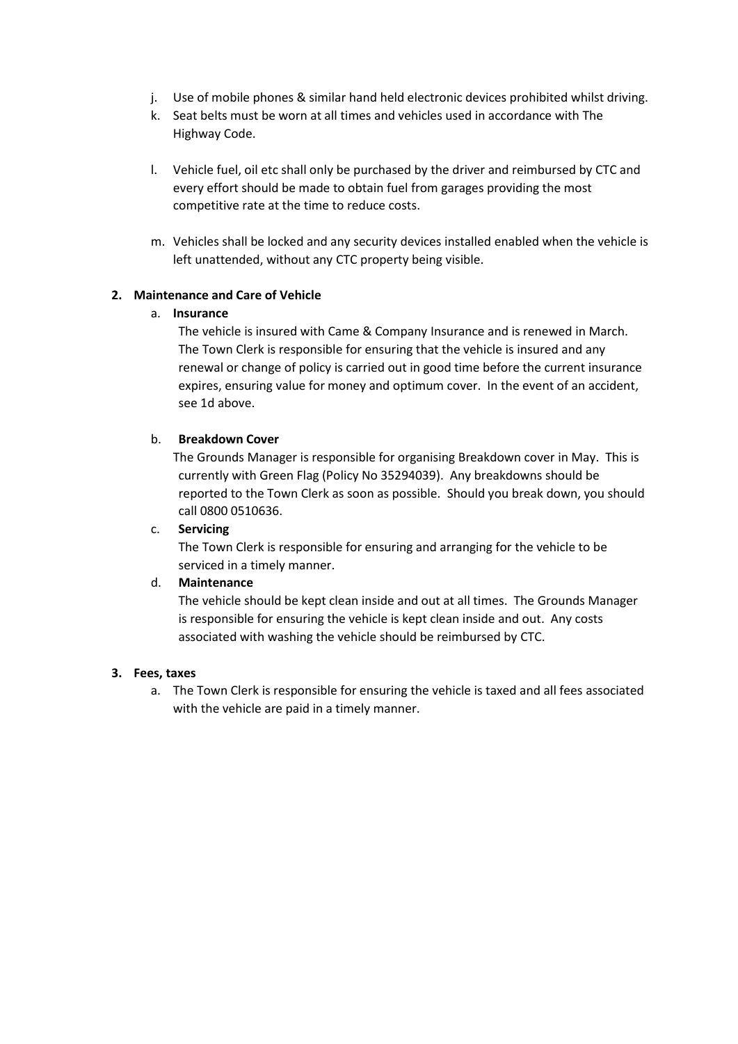j. Use of mobile phones & similar hand held electronic devices prohibited whilst driving.
k. Seat belts must be worn at all times and vehicles used in accordance with The Highway Code.

l. Vehicle fuel, oil etc shall only be purchased by the driver and reimbursed by CTC and every effort should be made to obtain fuel from garages providing the most competitive rate at the time to reduce costs.

m. Vehicles shall be locked and any security devices installed enabled when the vehicle is left unattended, without any CTC property being visible.

**2. Maintenance and Care of Vehicle**

a. **Insurance**

The vehicle is insured with Came & Company Insurance and is renewed in March. The Town Clerk is responsible for ensuring that the vehicle is insured and any renewal or change of policy is carried out in good time before the current insurance expires, ensuring value for money and optimum cover. In the event of an accident, see 1d above.

b. **Breakdown Cover**

The Grounds Manager is responsible for organising Breakdown cover in May. This is currently with Green Flag (Policy No 35294039). Any breakdowns should be reported to the Town Clerk as soon as possible. Should you break down, you should call 0800 0510636.

c. **Servicing**

The Town Clerk is responsible for ensuring and arranging for the vehicle to be serviced in a timely manner.

d. **Maintenance**

The vehicle should be kept clean inside and out at all times. The Grounds Manager is responsible for ensuring the vehicle is kept clean inside and out. Any costs associated with washing the vehicle should be reimbursed by CTC.

**3. Fees, taxes**

a. The Town Clerk is responsible for ensuring the vehicle is taxed and all fees associated with the vehicle are paid in a timely manner.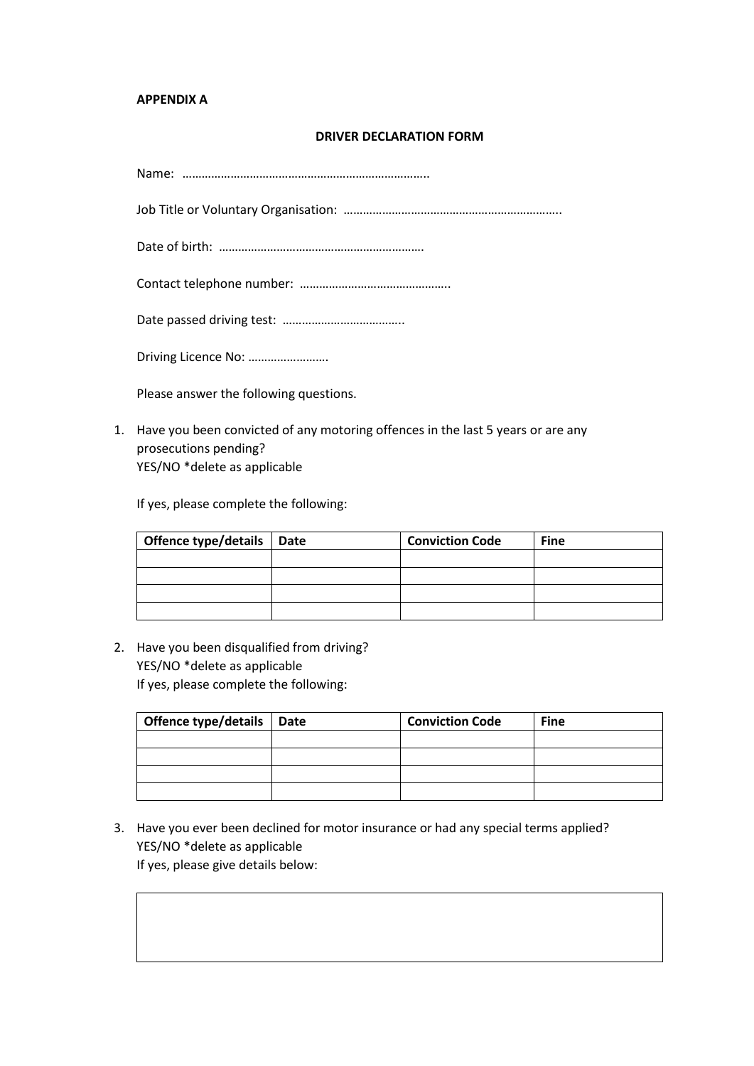**APPENDIX A**

**DRIVER DECLARATION FORM**

Name: …………………………………………………………………..

Job Title or Voluntary Organisation: …………………………………………………………..

Date of birth: ……………………………………………………….

Contact telephone number: ………………………………………..

Date passed driving test: ………………………………..

Driving Licence No: ……………………

Please answer the following questions.

1. Have you been convicted of any motoring offences in the last 5 years or are any prosecutions pending?
   YES/NO *delete as applicable

   If yes, please complete the following:

| Offence type/details | Date | Conviction Code | Fine |
|---|---|---|---|
| | | | |
| | | | |
| | | | |
| | | | |

2. Have you been disqualified from driving?
   YES/NO *delete as applicable
   If yes, please complete the following:

| Offence type/details | Date | Conviction Code | Fine |
|---|---|---|---|
| | | | |
| | | | |
| | | | |
| | | | |

3. Have you ever been declined for motor insurance or had any special terms applied?
   YES/NO *delete as applicable
   If yes, please give details below:

| |
|---|
| |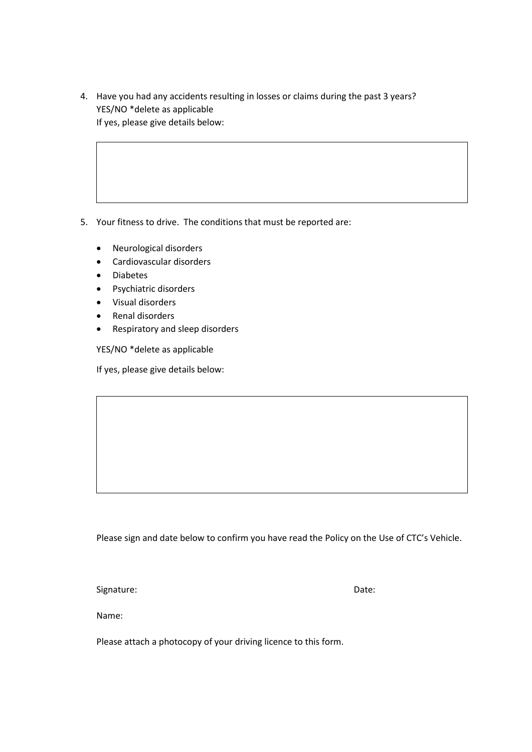4. Have you had any accidents resulting in losses or claims during the past 3 years?
   YES/NO *delete as applicable
   If yes, please give details below:

5. Your fitness to drive. The conditions that must be reported are:

   - Neurological disorders
   - Cardiovascular disorders
   - Diabetes
   - Psychiatric disorders
   - Visual disorders
   - Renal disorders
   - Respiratory and sleep disorders

   YES/NO *delete as applicable

   If yes, please give details below:

Please sign and date below to confirm you have read the Policy on the Use of CTC's Vehicle.

Signature: Date:

Name:

Please attach a photocopy of your driving licence to this form.